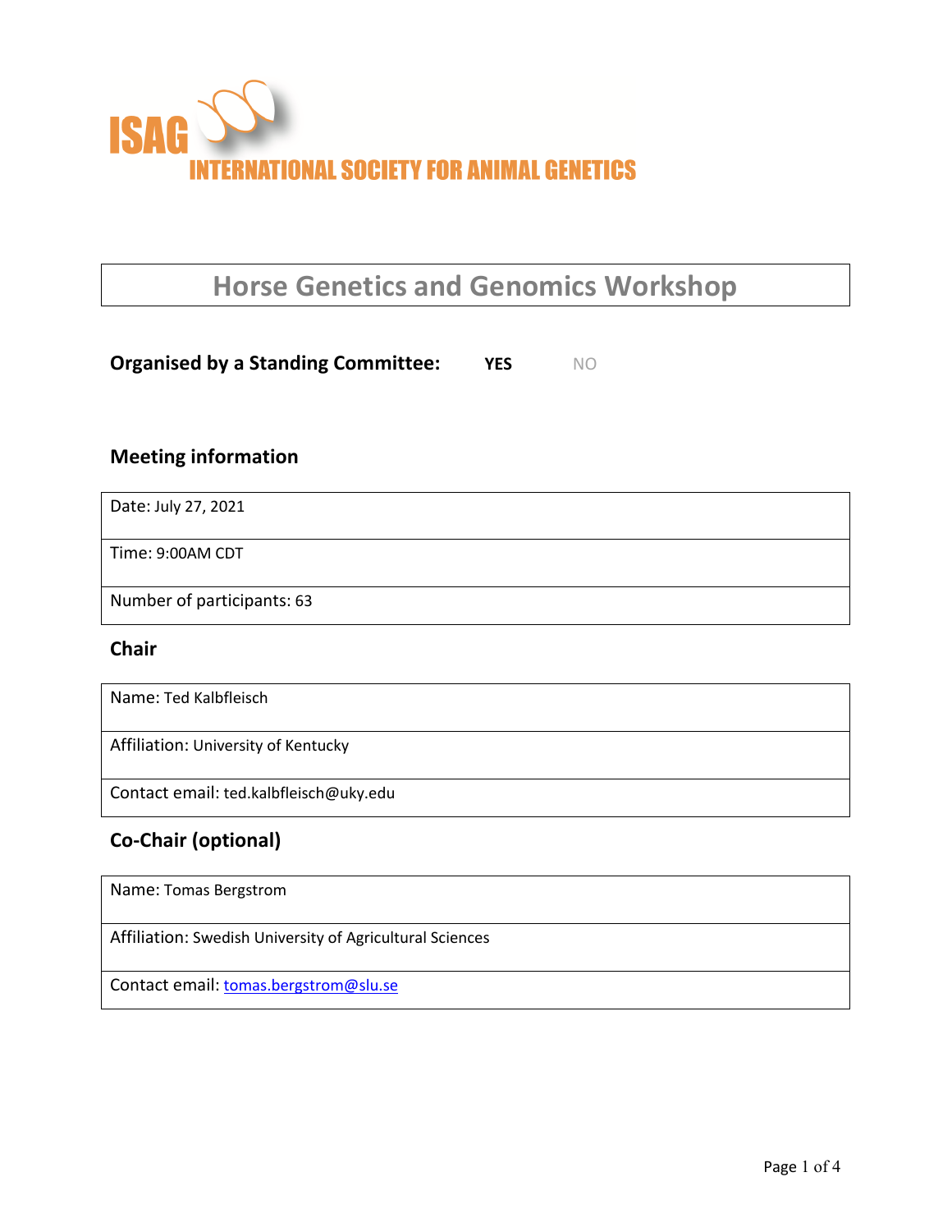**ISAG**

**INTERNATIONAL SOCIETY FOR ANIMAL GENETICS**

# Horse Genetics and Genomics Workshop

**Organised by a Standing Committee:** **YES** NO

## Meeting information

| Date: July 27, 2021 |
|---|
| Time: 9:00AM CDT |
| Number of participants: 63 |

## Chair

| Name: Ted Kalbfleisch |
|---|
| Affiliation: University of Kentucky |
| Contact email: ted.kalbfleisch@uky.edu |

## Co-Chair (optional)

| Name: Tomas Bergstrom |
|---|
| Affiliation: Swedish University of Agricultural Sciences |
| Contact email: tomas.bergstrom@slu.se |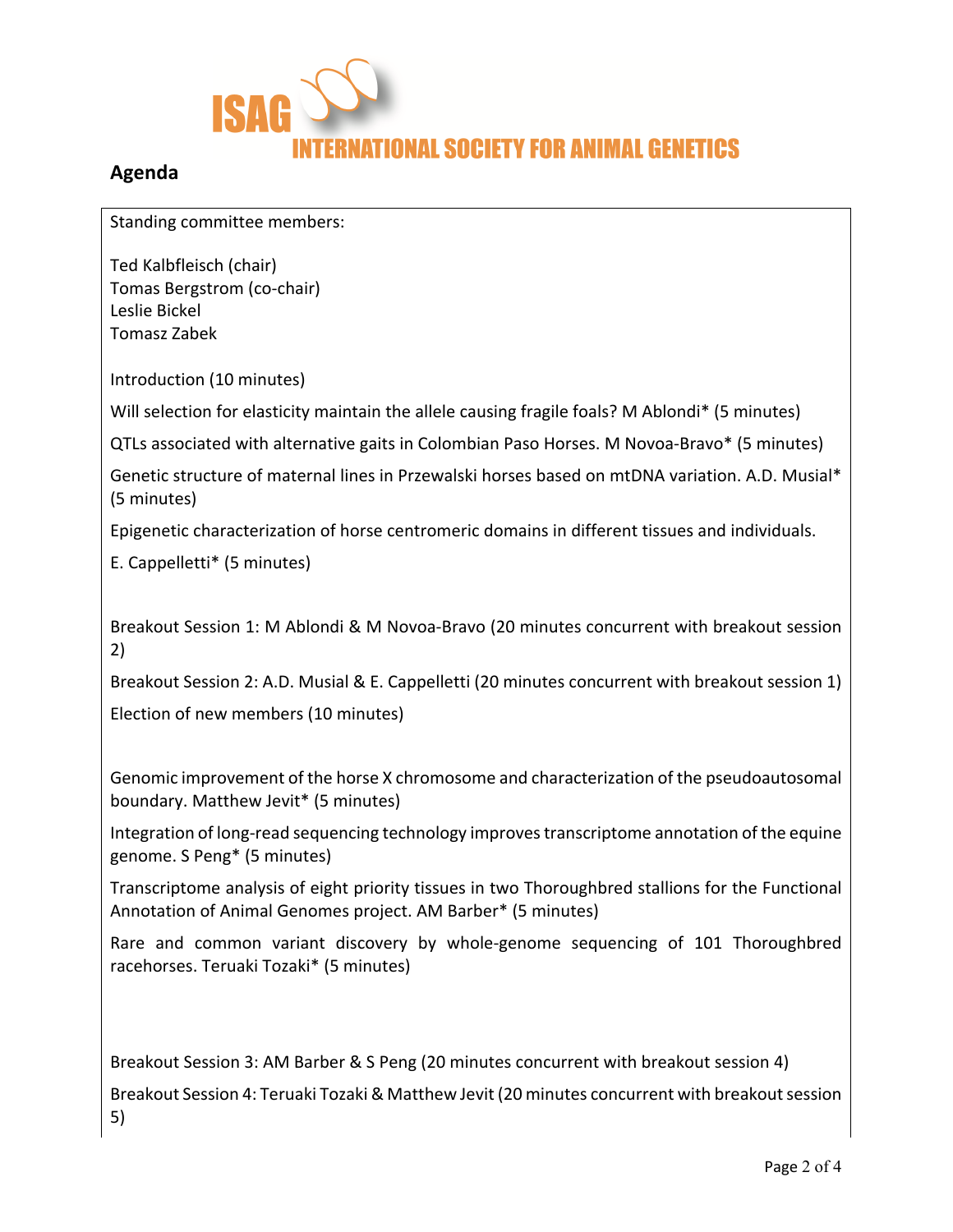# ISAG INTERNATIONAL SOCIETY FOR ANIMAL GENETICS

## Agenda

Standing committee members:

Ted Kalbfleisch (chair)
Tomas Bergstrom (co-chair)
Leslie Bickel
Tomasz Zabek

Introduction (10 minutes)

Will selection for elasticity maintain the allele causing fragile foals? M Ablondi* (5 minutes)

QTLs associated with alternative gaits in Colombian Paso Horses. M Novoa-Bravo* (5 minutes)

Genetic structure of maternal lines in Przewalski horses based on mtDNA variation. A.D. Musial* (5 minutes)

Epigenetic characterization of horse centromeric domains in different tissues and individuals.

E. Cappelletti* (5 minutes)

Breakout Session 1: M Ablondi & M Novoa-Bravo (20 minutes concurrent with breakout session 2)

Breakout Session 2: A.D. Musial & E. Cappelletti (20 minutes concurrent with breakout session 1)

Election of new members (10 minutes)

Genomic improvement of the horse X chromosome and characterization of the pseudoautosomal boundary. Matthew Jevit* (5 minutes)

Integration of long-read sequencing technology improves transcriptome annotation of the equine genome. S Peng* (5 minutes)

Transcriptome analysis of eight priority tissues in two Thoroughbred stallions for the Functional Annotation of Animal Genomes project. AM Barber* (5 minutes)

Rare and common variant discovery by whole-genome sequencing of 101 Thoroughbred racehorses. Teruaki Tozaki* (5 minutes)

Breakout Session 3: AM Barber & S Peng (20 minutes concurrent with breakout session 4)

Breakout Session 4: Teruaki Tozaki & Matthew Jevit (20 minutes concurrent with breakout session 5)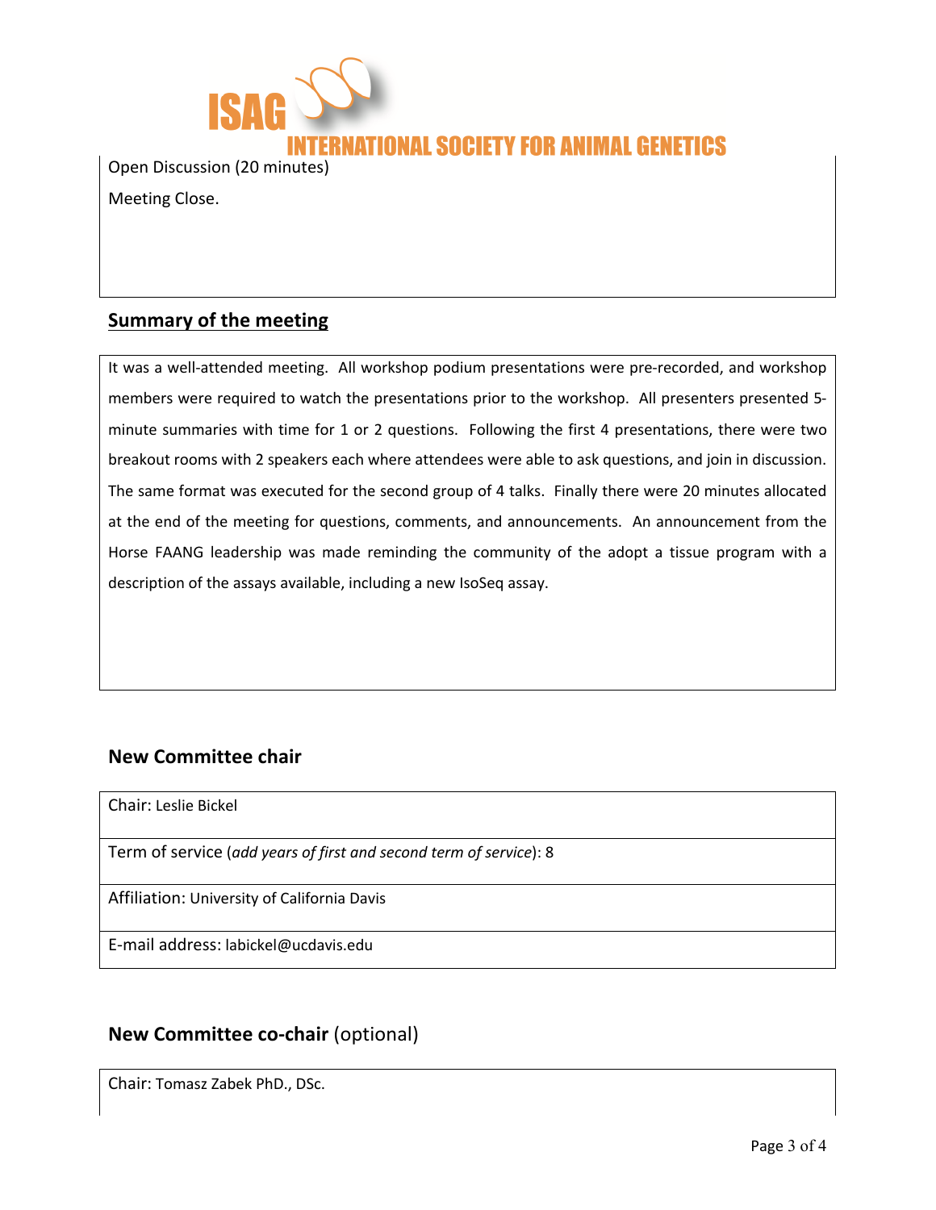Open Discussion (20 minutes)

Meeting Close.

## Summary of the meeting

It was a well-attended meeting. All workshop podium presentations were pre-recorded, and workshop members were required to watch the presentations prior to the workshop. All presenters presented 5-minute summaries with time for 1 or 2 questions. Following the first 4 presentations, there were two breakout rooms with 2 speakers each where attendees were able to ask questions, and join in discussion. The same format was executed for the second group of 4 talks. Finally there were 20 minutes allocated at the end of the meeting for questions, comments, and announcements. An announcement from the Horse FAANG leadership was made reminding the community of the adopt a tissue program with a description of the assays available, including a new IsoSeq assay.

### New Committee chair

Chair: Leslie Bickel

Term of service (*add years of first and second term of service*): 8

Affiliation: University of California Davis

E-mail address: labickel@ucdavis.edu

### New Committee co-chair (optional)

Chair: Tomasz Zabek PhD., DSc.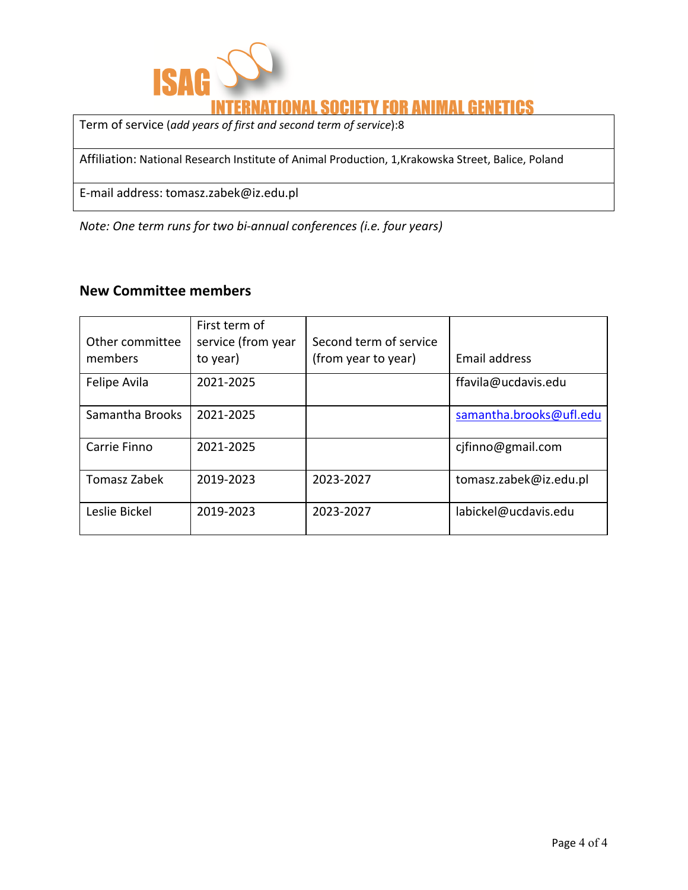# ISAG INTERNATIONAL SOCIETY FOR ANIMAL GENETICS

| |
|---|
| Term of service (*add years of first and second term of service*):8 |
| Affiliation: National Research Institute of Animal Production, 1,Krakowska Street, Balice, Poland |
| E-mail address: tomasz.zabek@iz.edu.pl |

*Note: One term runs for two bi-annual conferences (i.e. four years)*

## New Committee members

| Other committee members | First term of service (from year to year) | Second term of service (from year to year) | Email address |
|---|---|---|---|
| Felipe Avila | 2021-2025 | | ffavila@ucdavis.edu |
| Samantha Brooks | 2021-2025 | | samantha.brooks@ufl.edu |
| Carrie Finno | 2021-2025 | | cjfinno@gmail.com |
| Tomasz Zabek | 2019-2023 | 2023-2027 | tomasz.zabek@iz.edu.pl |
| Leslie Bickel | 2019-2023 | 2023-2027 | labickel@ucdavis.edu |